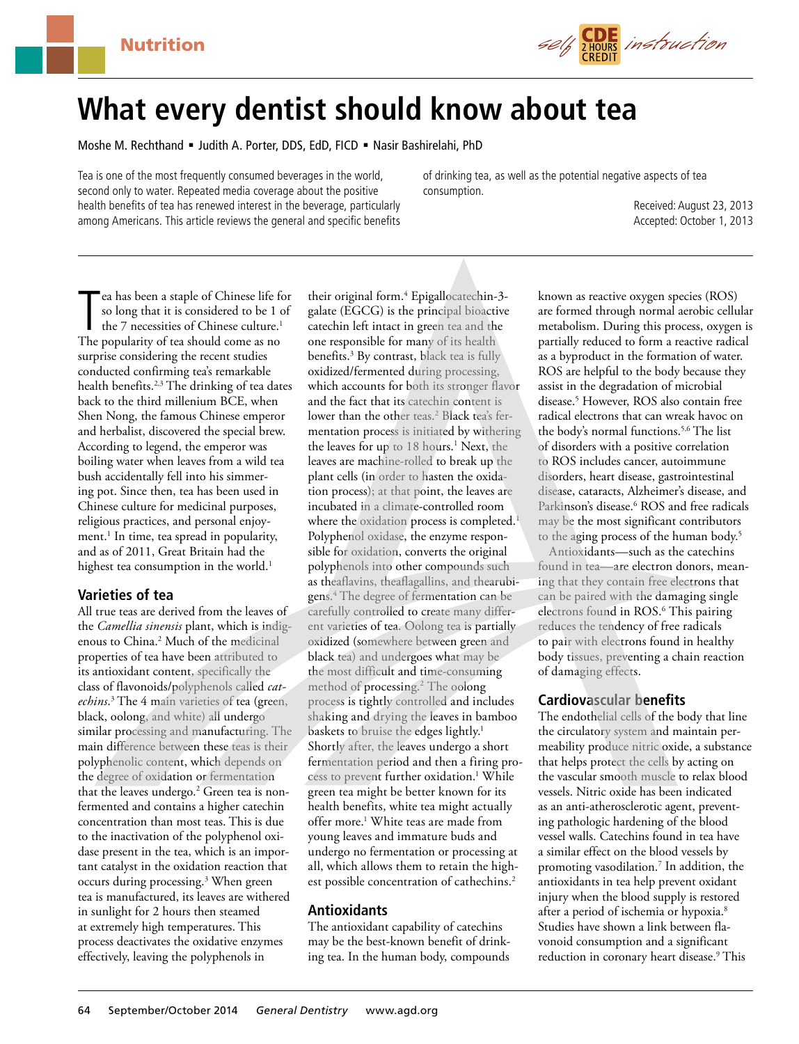Nutrition

self CDE 2 HOURS CREDIT instruction

# What every dentist should know about tea

Moshe M. Rechthand ▪ Judith A. Porter, DDS, EdD, FICD ▪ Nasir Bashirelahi, PhD

Tea is one of the most frequently consumed beverages in the world, second only to water. Repeated media coverage about the positive health benefits of tea has renewed interest in the beverage, particularly among Americans. This article reviews the general and specific benefits of drinking tea, as well as the potential negative aspects of tea consumption.

Received: August 23, 2013
Accepted: October 1, 2013

Tea has been a staple of Chinese life for so long that it is considered to be 1 of the 7 necessities of Chinese culture.[1] The popularity of tea should come as no surprise considering the recent studies conducted confirming tea's remarkable health benefits.[2,3] The drinking of tea dates back to the third millenium BCE, when Shen Nong, the famous Chinese emperor and herbalist, discovered the special brew. According to legend, the emperor was boiling water when leaves from a wild tea bush accidentally fell into his simmering pot. Since then, tea has been used in Chinese culture for medicinal purposes, religious practices, and personal enjoyment.[1] In time, tea spread in popularity, and as of 2011, Great Britain had the highest tea consumption in the world.[1]

## Varieties of tea

All true teas are derived from the leaves of the *Camellia sinensis* plant, which is indigenous to China.[2] Much of the medicinal properties of tea have been attributed to its antioxidant content, specifically the class of flavonoids/polyphenols called *catechins*.[3] The 4 main varieties of tea (green, black, oolong, and white) all undergo similar processing and manufacturing. The main difference between these teas is their polyphenolic content, which depends on the degree of oxidation or fermentation that the leaves undergo.[2] Green tea is nonfermented and contains a higher catechin concentration than most teas. This is due to the inactivation of the polyphenol oxidase present in the tea, which is an important catalyst in the oxidation reaction that occurs during processing.[3] When green tea is manufactured, its leaves are withered in sunlight for 2 hours then steamed at extremely high temperatures. This process deactivates the oxidative enzymes effectively, leaving the polyphenols in their original form.[4] Epigallocatechin-3-galate (EGCG) is the principal bioactive catechin left intact in green tea and the one responsible for many of its health benefits.[3] By contrast, black tea is fully oxidized/fermented during processing, which accounts for both its stronger flavor and the fact that its catechin content is lower than the other teas.[2] Black tea's fermentation process is initiated by withering the leaves for up to 18 hours.[1] Next, the leaves are machine-rolled to break up the plant cells (in order to hasten the oxidation process); at that point, the leaves are incubated in a climate-controlled room where the oxidation process is completed.[1] Polyphenol oxidase, the enzyme responsible for oxidation, converts the original polyphenols into other compounds such as theaflavins, theaflagallins, and thearubigens.[4] The degree of fermentation can be carefully controlled to create many different varieties of tea. Oolong tea is partially oxidized (somewhere between green and black tea) and undergoes what may be the most difficult and time-consuming method of processing.[2] The oolong process is tightly controlled and includes shaking and drying the leaves in bamboo baskets to bruise the edges lightly.[1] Shortly after, the leaves undergo a short fermentation period and then a firing process to prevent further oxidation.[1] While green tea might be better known for its health benefits, white tea might actually offer more.[1] White teas are made from young leaves and immature buds and undergo no fermentation or processing at all, which allows them to retain the highest possible concentration of cathechins.[2]

## Antioxidants

The antioxidant capability of catechins may be the best-known benefit of drinking tea. In the human body, compounds known as reactive oxygen species (ROS) are formed through normal aerobic cellular metabolism. During this process, oxygen is partially reduced to form a reactive radical as a byproduct in the formation of water. ROS are helpful to the body because they assist in the degradation of microbial disease.[5] However, ROS also contain free radical electrons that can wreak havoc on the body's normal functions.[5,6] The list of disorders with a positive correlation to ROS includes cancer, autoimmune disorders, heart disease, gastrointestinal disease, cataracts, Alzheimer's disease, and Parkinson's disease.[6] ROS and free radicals may be the most significant contributors to the aging process of the human body.[5]

Antioxidants—such as the catechins found in tea—are electron donors, meaning that they contain free electrons that can be paired with the damaging single electrons found in ROS.[6] This pairing reduces the tendency of free radicals to pair with electrons found in healthy body tissues, preventing a chain reaction of damaging effects.

## Cardiovascular benefits

The endothelial cells of the body that line the circulatory system and maintain permeability produce nitric oxide, a substance that helps protect the cells by acting on the vascular smooth muscle to relax blood vessels. Nitric oxide has been indicated as an anti-atherosclerotic agent, preventing pathologic hardening of the blood vessel walls. Catechins found in tea have a similar effect on the blood vessels by promoting vasodilation.[7] In addition, the antioxidants in tea help prevent oxidant injury when the blood supply is restored after a period of ischemia or hypoxia.[8] Studies have shown a link between flavonoid consumption and a significant reduction in coronary heart disease.[9] This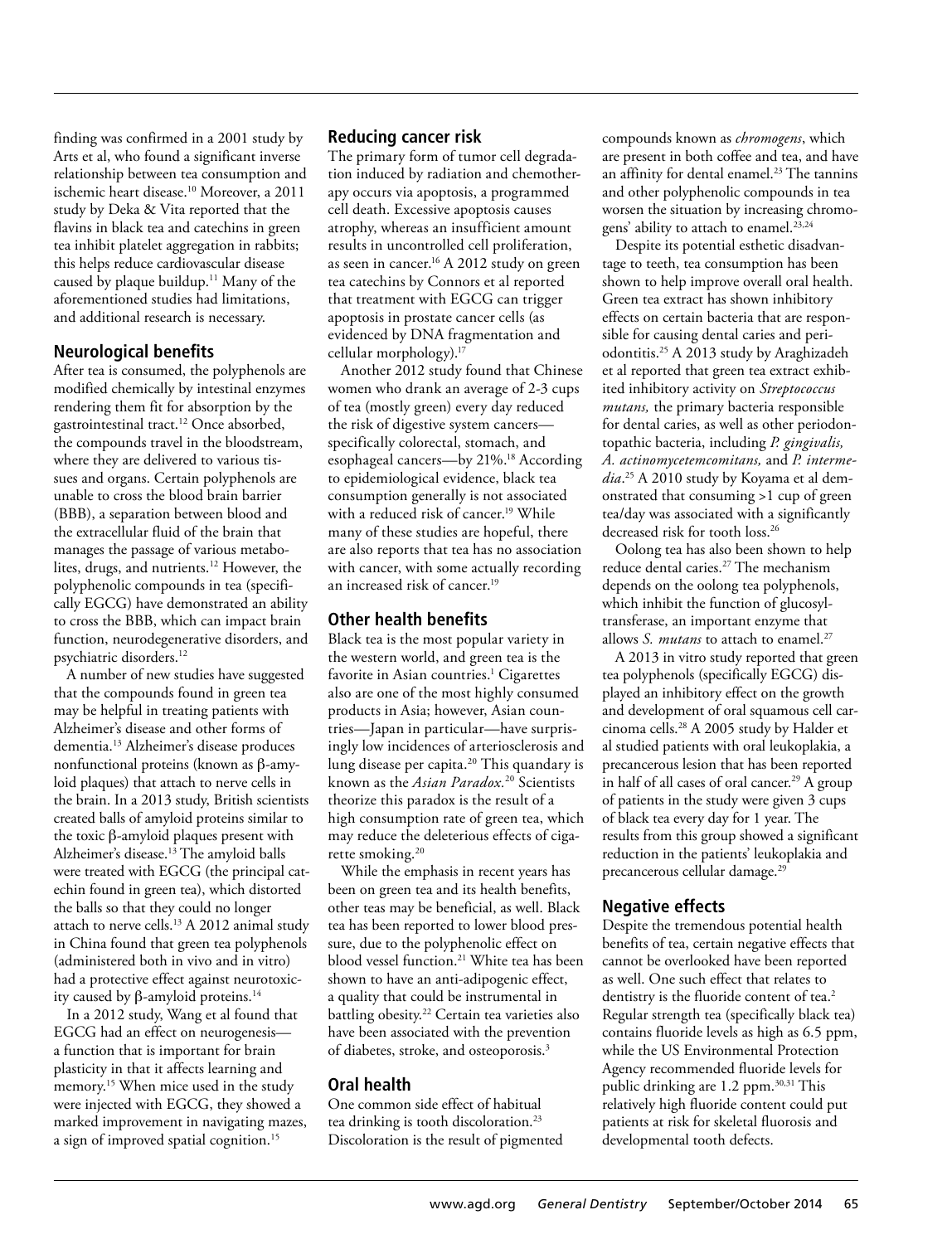finding was confirmed in a 2001 study by Arts et al, who found a significant inverse relationship between tea consumption and ischemic heart disease.[10] Moreover, a 2011 study by Deka & Vita reported that the flavins in black tea and catechins in green tea inhibit platelet aggregation in rabbits; this helps reduce cardiovascular disease caused by plaque buildup.[11] Many of the aforementioned studies had limitations, and additional research is necessary.

## Neurological benefits

After tea is consumed, the polyphenols are modified chemically by intestinal enzymes rendering them fit for absorption by the gastrointestinal tract.[12] Once absorbed, the compounds travel in the bloodstream, where they are delivered to various tissues and organs. Certain polyphenols are unable to cross the blood brain barrier (BBB), a separation between blood and the extracellular fluid of the brain that manages the passage of various metabolites, drugs, and nutrients.[12] However, the polyphenolic compounds in tea (specifically EGCG) have demonstrated an ability to cross the BBB, which can impact brain function, neurodegenerative disorders, and psychiatric disorders.[12]

A number of new studies have suggested that the compounds found in green tea may be helpful in treating patients with Alzheimer's disease and other forms of dementia.[13] Alzheimer's disease produces nonfunctional proteins (known as β-amyloid plaques) that attach to nerve cells in the brain. In a 2013 study, British scientists created balls of amyloid proteins similar to the toxic β-amyloid plaques present with Alzheimer's disease.[13] The amyloid balls were treated with EGCG (the principal catechin found in green tea), which distorted the balls so that they could no longer attach to nerve cells.[13] A 2012 animal study in China found that green tea polyphenols (administered both in vivo and in vitro) had a protective effect against neurotoxicity caused by β-amyloid proteins.[14]

In a 2012 study, Wang et al found that EGCG had an effect on neurogenesis—a function that is important for brain plasticity in that it affects learning and memory.[15] When mice used in the study were injected with EGCG, they showed a marked improvement in navigating mazes, a sign of improved spatial cognition.[15]

## Reducing cancer risk

The primary form of tumor cell degradation induced by radiation and chemotherapy occurs via apoptosis, a programmed cell death. Excessive apoptosis causes atrophy, whereas an insufficient amount results in uncontrolled cell proliferation, as seen in cancer.[16] A 2012 study on green tea catechins by Connors et al reported that treatment with EGCG can trigger apoptosis in prostate cancer cells (as evidenced by DNA fragmentation and cellular morphology).[17]

Another 2012 study found that Chinese women who drank an average of 2-3 cups of tea (mostly green) every day reduced the risk of digestive system cancers—specifically colorectal, stomach, and esophageal cancers—by 21%.[18] According to epidemiological evidence, black tea consumption generally is not associated with a reduced risk of cancer.[19] While many of these studies are hopeful, there are also reports that tea has no association with cancer, with some actually recording an increased risk of cancer.[19]

## Other health benefits

Black tea is the most popular variety in the western world, and green tea is the favorite in Asian countries.[1] Cigarettes also are one of the most highly consumed products in Asia; however, Asian countries—Japan in particular—have surprisingly low incidences of arteriosclerosis and lung disease per capita.[20] This quandary is known as the *Asian Paradox*.[20] Scientists theorize this paradox is the result of a high consumption rate of green tea, which may reduce the deleterious effects of cigarette smoking.[20]

While the emphasis in recent years has been on green tea and its health benefits, other teas may be beneficial, as well. Black tea has been reported to lower blood pressure, due to the polyphenolic effect on blood vessel function.[21] White tea has been shown to have an anti-adipogenic effect, a quality that could be instrumental in battling obesity.[22] Certain tea varieties also have been associated with the prevention of diabetes, stroke, and osteoporosis.[3]

## Oral health

One common side effect of habitual tea drinking is tooth discoloration.[23] Discoloration is the result of pigmented compounds known as *chromogens*, which are present in both coffee and tea, and have an affinity for dental enamel.[23] The tannins and other polyphenolic compounds in tea worsen the situation by increasing chromogens' ability to attach to enamel.[23,24]

Despite its potential esthetic disadvantage to teeth, tea consumption has been shown to help improve overall oral health. Green tea extract has shown inhibitory effects on certain bacteria that are responsible for causing dental caries and periodontitis.[25] A 2013 study by Araghizadeh et al reported that green tea extract exhibited inhibitory activity on *Streptococcus mutans,* the primary bacteria responsible for dental caries, as well as other periodontopathic bacteria, including *P. gingivalis, A. actinomycetemcomitans,* and *P. intermedia*.[25] A 2010 study by Koyama et al demonstrated that consuming >1 cup of green tea/day was associated with a significantly decreased risk for tooth loss.[26]

Oolong tea has also been shown to help reduce dental caries.[27] The mechanism depends on the oolong tea polyphenols, which inhibit the function of glucosyltransferase, an important enzyme that allows *S. mutans* to attach to enamel.[27]

A 2013 in vitro study reported that green tea polyphenols (specifically EGCG) displayed an inhibitory effect on the growth and development of oral squamous cell carcinoma cells.[28] A 2005 study by Halder et al studied patients with oral leukoplakia, a precancerous lesion that has been reported in half of all cases of oral cancer.[29] A group of patients in the study were given 3 cups of black tea every day for 1 year. The results from this group showed a significant reduction in the patients' leukoplakia and precancerous cellular damage.[29]

## Negative effects

Despite the tremendous potential health benefits of tea, certain negative effects that cannot be overlooked have been reported as well. One such effect that relates to dentistry is the fluoride content of tea.[2] Regular strength tea (specifically black tea) contains fluoride levels as high as 6.5 ppm, while the US Environmental Protection Agency recommended fluoride levels for public drinking are 1.2 ppm.[30,31] This relatively high fluoride content could put patients at risk for skeletal fluorosis and developmental tooth defects.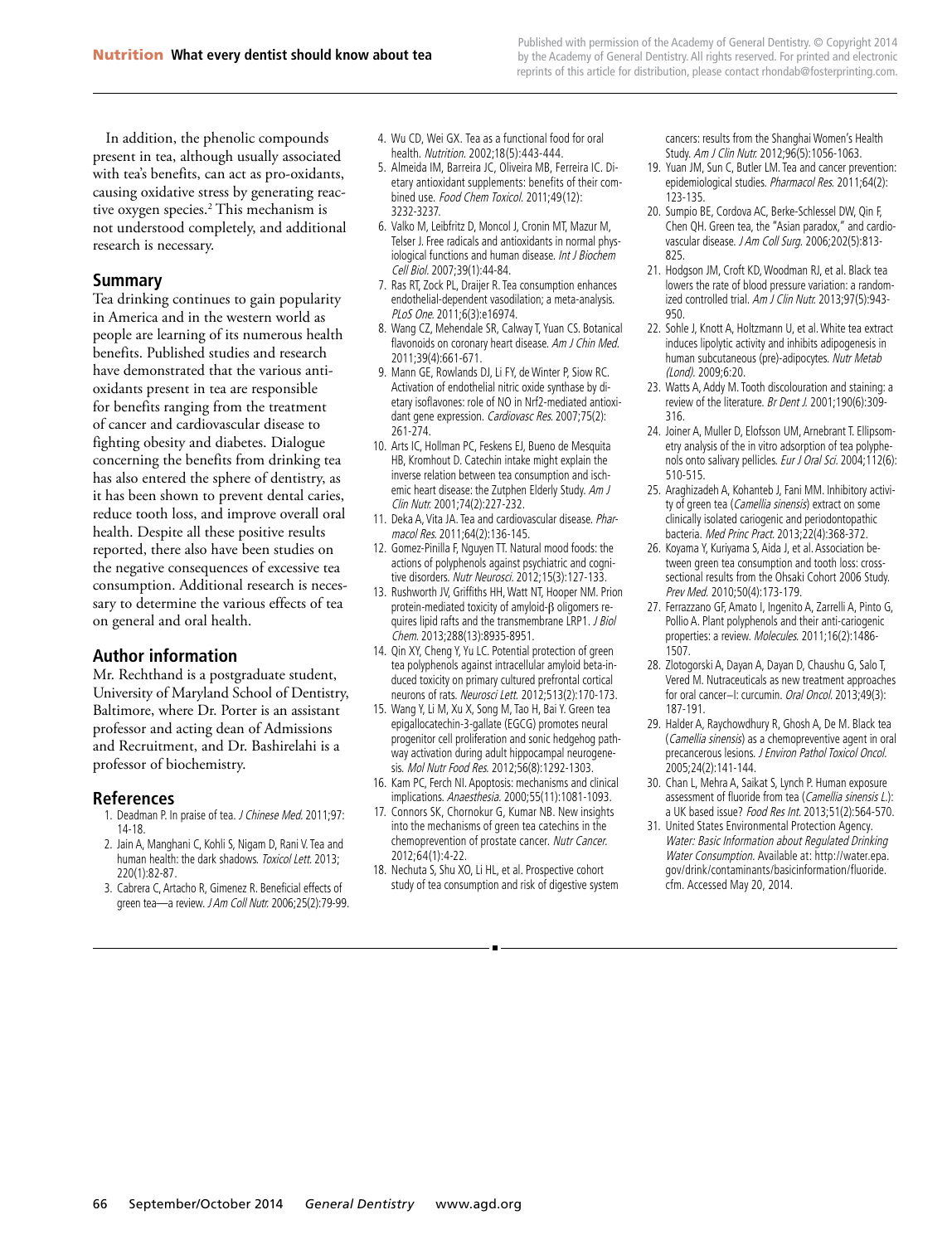In addition, the phenolic compounds present in tea, although usually associated with tea's benefits, can act as pro-oxidants, causing oxidative stress by generating reactive oxygen species.[2] This mechanism is not understood completely, and additional research is necessary.

## Summary

Tea drinking continues to gain popularity in America and in the western world as people are learning of its numerous health benefits. Published studies and research have demonstrated that the various antioxidants present in tea are responsible for benefits ranging from the treatment of cancer and cardiovascular disease to fighting obesity and diabetes. Dialogue concerning the benefits from drinking tea has also entered the sphere of dentistry, as it has been shown to prevent dental caries, reduce tooth loss, and improve overall oral health. Despite all these positive results reported, there also have been studies on the negative consequences of excessive tea consumption. Additional research is necessary to determine the various effects of tea on general and oral health.

## Author information

Mr. Rechthand is a postgraduate student, University of Maryland School of Dentistry, Baltimore, where Dr. Porter is an assistant professor and acting dean of Admissions and Recruitment, and Dr. Bashirelahi is a professor of biochemistry.

## References

1. Deadman P. In praise of tea. *J Chinese Med.* 2011;97:14-18.
2. Jain A, Manghani C, Kohli S, Nigam D, Rani V. Tea and human health: the dark shadows. *Toxicol Lett.* 2013;220(1):82-87.
3. Cabrera C, Artacho R, Gimenez R. Beneficial effects of green tea—a review. *J Am Coll Nutr.* 2006;25(2):79-99.
4. Wu CD, Wei GX. Tea as a functional food for oral health. *Nutrition.* 2002;18(5):443-444.
5. Almeida IM, Barreira JC, Oliveira MB, Ferreira IC. Dietary antioxidant supplements: benefits of their combined use. *Food Chem Toxicol.* 2011;49(12):3232-3237.
6. Valko M, Leibfritz D, Moncol J, Cronin MT, Mazur M, Telser J. Free radicals and antioxidants in normal physiological functions and human disease. *Int J Biochem Cell Biol.* 2007;39(1):44-84.
7. Ras RT, Zock PL, Draijer R. Tea consumption enhances endothelial-dependent vasodilation; a meta-analysis. *PLoS One.* 2011;6(3):e16974.
8. Wang CZ, Mehendale SR, Calway T, Yuan CS. Botanical flavonoids on coronary heart disease. *Am J Chin Med.* 2011;39(4):661-671.
9. Mann GE, Rowlands DJ, Li FY, de Winter P, Siow RC. Activation of endothelial nitric oxide synthase by dietary isoflavones: role of NO in Nrf2-mediated antioxidant gene expression. *Cardiovasc Res.* 2007;75(2):261-274.
10. Arts IC, Hollman PC, Feskens EJ, Bueno de Mesquita HB, Kromhout D. Catechin intake might explain the inverse relation between tea consumption and ischemic heart disease: the Zutphen Elderly Study. *Am J Clin Nutr.* 2001;74(2):227-232.
11. Deka A, Vita JA. Tea and cardiovascular disease. *Pharmacol Res.* 2011;64(2):136-145.
12. Gomez-Pinilla F, Nguyen TT. Natural mood foods: the actions of polyphenols against psychiatric and cognitive disorders. *Nutr Neurosci.* 2012;15(3):127-133.
13. Rushworth JV, Griffiths HH, Watt NT, Hooper NM. Prion protein-mediated toxicity of amyloid-β oligomers requires lipid rafts and the transmembrane LRP1. *J Biol Chem.* 2013;288(13):8935-8951.
14. Qin XY, Cheng Y, Yu LC. Potential protection of green tea polyphenols against intracellular amyloid beta-induced toxicity on primary cultured prefrontal cortical neurons of rats. *Neurosci Lett.* 2012;513(2):170-173.
15. Wang Y, Li M, Xu X, Song M, Tao H, Bai Y. Green tea epigallocatechin-3-gallate (EGCG) promotes neural progenitor cell proliferation and sonic hedgehog pathway activation during adult hippocampal neurogenesis. *Mol Nutr Food Res.* 2012;56(8):1292-1303.
16. Kam PC, Ferch NI. Apoptosis: mechanisms and clinical implications. *Anaesthesia.* 2000;55(11):1081-1093.
17. Connors SK, Chornokur G, Kumar NB. New insights into the mechanisms of green tea catechins in the chemoprevention of prostate cancer. *Nutr Cancer.* 2012;64(1):4-22.
18. Nechuta S, Shu XO, Li HL, et al. Prospective cohort study of tea consumption and risk of digestive system cancers: results from the Shanghai Women's Health Study. *Am J Clin Nutr.* 2012;96(5):1056-1063.
19. Yuan JM, Sun C, Butler LM. Tea and cancer prevention: epidemiological studies. *Pharmacol Res.* 2011;64(2):123-135.
20. Sumpio BE, Cordova AC, Berke-Schlessel DW, Qin F, Chen QH. Green tea, the "Asian paradox," and cardiovascular disease. *J Am Coll Surg.* 2006;202(5):813-825.
21. Hodgson JM, Croft KD, Woodman RJ, et al. Black tea lowers the rate of blood pressure variation: a randomized controlled trial. *Am J Clin Nutr.* 2013;97(5):943-950.
22. Sohle J, Knott A, Holtzmann U, et al. White tea extract induces lipolytic activity and inhibits adipogenesis in human subcutaneous (pre)-adipocytes. *Nutr Metab (Lond).* 2009;6:20.
23. Watts A, Addy M. Tooth discolouration and staining: a review of the literature. *Br Dent J.* 2001;190(6):309-316.
24. Joiner A, Muller D, Elofsson UM, Arnebrant T. Ellipsometry analysis of the in vitro adsorption of tea polyphenols onto salivary pellicles. *Eur J Oral Sci.* 2004;112(6):510-515.
25. Araghizadeh A, Kohanteb J, Fani MM. Inhibitory activity of green tea (*Camellia sinensis*) extract on some clinically isolated cariogenic and periodontopathic bacteria. *Med Princ Pract.* 2013;22(4):368-372.
26. Koyama Y, Kuriyama S, Aida J, et al. Association between green tea consumption and tooth loss: cross-sectional results from the Ohsaki Cohort 2006 Study. *Prev Med.* 2010;50(4):173-179.
27. Ferrazzano GF, Amato I, Ingenito A, Zarrelli A, Pinto G, Pollio A. Plant polyphenols and their anti-cariogenic properties: a review. *Molecules.* 2011;16(2):1486-1507.
28. Zlotogorski A, Dayan A, Dayan D, Chaushu G, Salo T, Vered M. Nutraceuticals as new treatment approaches for oral cancer—I: curcumin. *Oral Oncol.* 2013;49(3):187-191.
29. Halder A, Raychowdhury R, Ghosh A, De M. Black tea (*Camellia sinensis*) as a chemopreventive agent in oral precancerous lesions. *J Environ Pathol Toxicol Oncol.* 2005;24(2):141-144.
30. Chan L, Mehra A, Saikat S, Lynch P. Human exposure assessment of fluoride from tea (*Camellia sinensis L.*): a UK based issue? *Food Res Int.* 2013;51(2):564-570.
31. United States Environmental Protection Agency. *Water: Basic Information about Regulated Drinking Water Consumption.* Available at: http://water.epa.gov/drink/contaminants/basicinformation/fluoride.cfm. Accessed May 20, 2014.